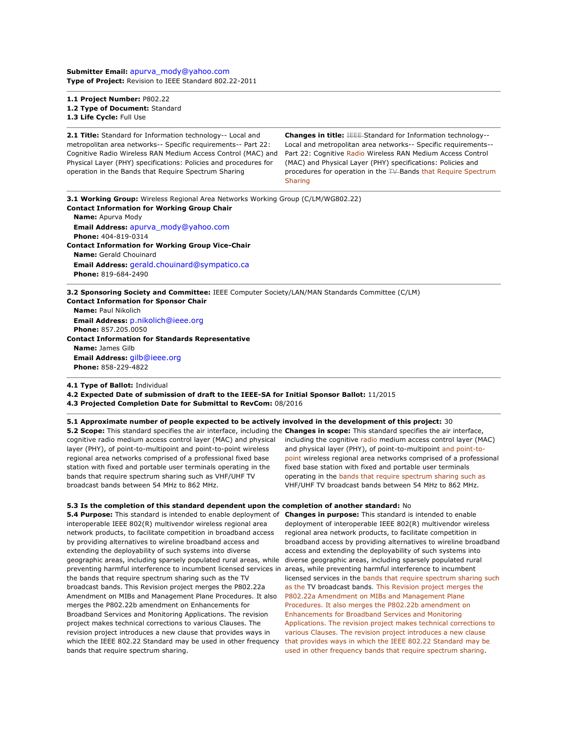**Submitter Email:** apurva_mody@yahoo.com
**Type of Project:** Revision to IEEE Standard 802.22-2011

---

**1.1 Project Number:** P802.22
**1.2 Type of Document:** Standard
**1.3 Life Cycle:** Full Use

---

**2.1 Title:** Standard for Information technology-- Local and metropolitan area networks-- Specific requirements-- Part 22: Cognitive Radio Wireless RAN Medium Access Control (MAC) and Physical Layer (PHY) specifications: Policies and procedures for operation in the Bands that Require Spectrum Sharing

**Changes in title:** ~~IEEE~~ Standard for Information technology-- Local and metropolitan area networks-- Specific requirements-- Part 22: Cognitive Radio Wireless RAN Medium Access Control (MAC) and Physical Layer (PHY) specifications: Policies and procedures for operation in the ~~TV~~ Bands that Require Spectrum Sharing

---

**3.1 Working Group:** Wireless Regional Area Networks Working Group (C/LM/WG802.22)
**Contact Information for Working Group Chair**
**Name:** Apurva Mody
**Email Address:** apurva_mody@yahoo.com
**Phone:** 404-819-0314
**Contact Information for Working Group Vice-Chair**
**Name:** Gerald Chouinard
**Email Address:** gerald.chouinard@sympatico.ca
**Phone:** 819-684-2490

---

**3.2 Sponsoring Society and Committee:** IEEE Computer Society/LAN/MAN Standards Committee (C/LM)
**Contact Information for Sponsor Chair**
**Name:** Paul Nikolich
**Email Address:** p.nikolich@ieee.org
**Phone:** 857.205.0050
**Contact Information for Standards Representative**
**Name:** James Gilb
**Email Address:** gilb@ieee.org
**Phone:** 858-229-4822

---

**4.1 Type of Ballot:** Individual
**4.2 Expected Date of submission of draft to the IEEE-SA for Initial Sponsor Ballot:** 11/2015
**4.3 Projected Completion Date for Submittal to RevCom:** 08/2016

---

**5.1 Approximate number of people expected to be actively involved in the development of this project:** 30
**5.2 Scope:** This standard specifies the air interface, including the cognitive radio medium access control layer (MAC) and physical layer (PHY), of point-to-multipoint and point-to-point wireless regional area networks comprised of a professional fixed base station with fixed and portable user terminals operating in the bands that require spectrum sharing such as VHF/UHF TV broadcast bands between 54 MHz to 862 MHz.

**Changes in scope:** This standard specifies the air interface, including the cognitive radio medium access control layer (MAC) and physical layer (PHY), of point-to-multipoint and point-to-point wireless regional area networks comprised of a professional fixed base station with fixed and portable user terminals operating in the bands that require spectrum sharing such as VHF/UHF TV broadcast bands between 54 MHz to 862 MHz.

**5.3 Is the completion of this standard dependent upon the completion of another standard:** No
**5.4 Purpose:** This standard is intended to enable deployment of interoperable IEEE 802(R) multivendor wireless regional area network products, to facilitate competition in broadband access by providing alternatives to wireline broadband access and extending the deployability of such systems into diverse geographic areas, including sparsely populated rural areas, while preventing harmful interference to incumbent licensed services in the bands that require spectrum sharing such as the TV broadcast bands. This Revision project merges the P802.22a Amendment on MIBs and Management Plane Procedures. It also merges the P802.22b amendment on Enhancements for Broadband Services and Monitoring Applications. The revision project makes technical corrections to various Clauses. The revision project introduces a new clause that provides ways in which the IEEE 802.22 Standard may be used in other frequency bands that require spectrum sharing.

**Changes in purpose:** This standard is intended to enable deployment of interoperable IEEE 802(R) multivendor wireless regional area network products, to facilitate competition in broadband access by providing alternatives to wireline broadband access and extending the deployability of such systems into diverse geographic areas, including sparsely populated rural areas, while preventing harmful interference to incumbent licensed services in the bands that require spectrum sharing such as the TV broadcast bands. This Revision project merges the P802.22a Amendment on MIBs and Management Plane Procedures. It also merges the P802.22b amendment on Enhancements for Broadband Services and Monitoring Applications. The revision project makes technical corrections to various Clauses. The revision project introduces a new clause that provides ways in which the IEEE 802.22 Standard may be used in other frequency bands that require spectrum sharing.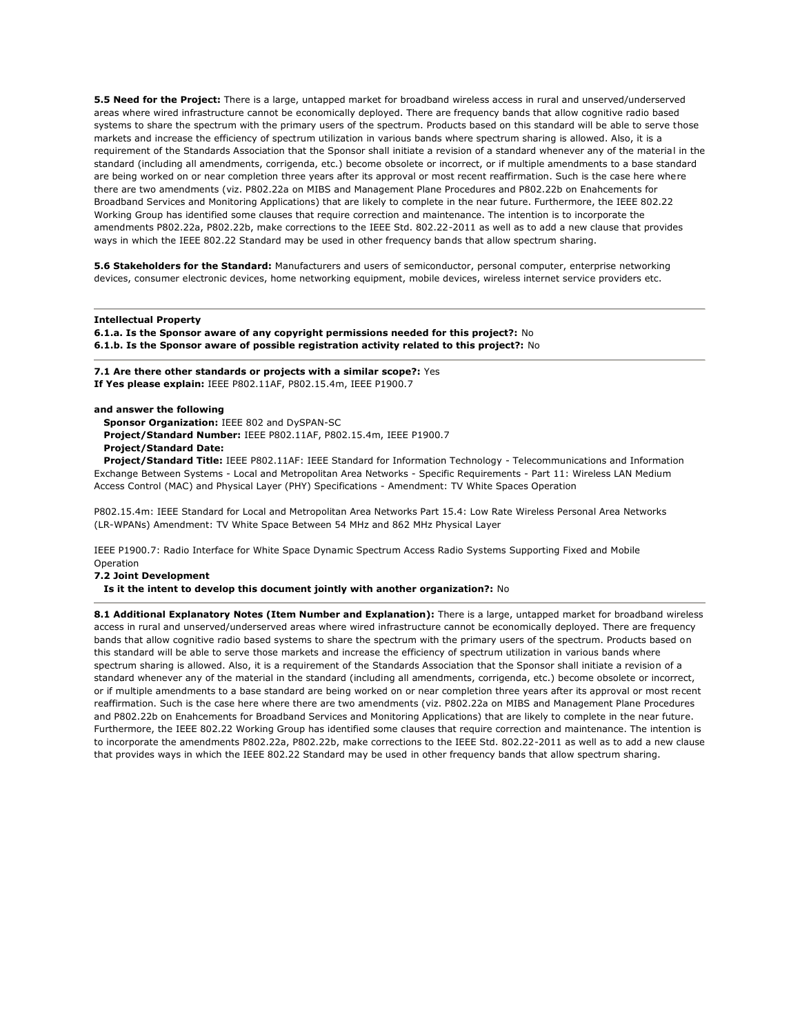**5.5 Need for the Project:** There is a large, untapped market for broadband wireless access in rural and unserved/underserved areas where wired infrastructure cannot be economically deployed. There are frequency bands that allow cognitive radio based systems to share the spectrum with the primary users of the spectrum. Products based on this standard will be able to serve those markets and increase the efficiency of spectrum utilization in various bands where spectrum sharing is allowed. Also, it is a requirement of the Standards Association that the Sponsor shall initiate a revision of a standard whenever any of the material in the standard (including all amendments, corrigenda, etc.) become obsolete or incorrect, or if multiple amendments to a base standard are being worked on or near completion three years after its approval or most recent reaffirmation. Such is the case here where there are two amendments (viz. P802.22a on MIBS and Management Plane Procedures and P802.22b on Enahcements for Broadband Services and Monitoring Applications) that are likely to complete in the near future. Furthermore, the IEEE 802.22 Working Group has identified some clauses that require correction and maintenance. The intention is to incorporate the amendments P802.22a, P802.22b, make corrections to the IEEE Std. 802.22-2011 as well as to add a new clause that provides ways in which the IEEE 802.22 Standard may be used in other frequency bands that allow spectrum sharing.

**5.6 Stakeholders for the Standard:** Manufacturers and users of semiconductor, personal computer, enterprise networking devices, consumer electronic devices, home networking equipment, mobile devices, wireless internet service providers etc.

---

**Intellectual Property**

**6.1.a. Is the Sponsor aware of any copyright permissions needed for this project?:** No

**6.1.b. Is the Sponsor aware of possible registration activity related to this project?:** No

---

**7.1 Are there other standards or projects with a similar scope?:** Yes

**If Yes please explain:** IEEE P802.11AF, P802.15.4m, IEEE P1900.7

**and answer the following**

**Sponsor Organization:** IEEE 802 and DySPAN-SC

**Project/Standard Number:** IEEE P802.11AF, P802.15.4m, IEEE P1900.7

**Project/Standard Date:**

**Project/Standard Title:** IEEE P802.11AF: IEEE Standard for Information Technology - Telecommunications and Information Exchange Between Systems - Local and Metropolitan Area Networks - Specific Requirements - Part 11: Wireless LAN Medium Access Control (MAC) and Physical Layer (PHY) Specifications - Amendment: TV White Spaces Operation

P802.15.4m: IEEE Standard for Local and Metropolitan Area Networks Part 15.4: Low Rate Wireless Personal Area Networks (LR-WPANs) Amendment: TV White Space Between 54 MHz and 862 MHz Physical Layer

IEEE P1900.7: Radio Interface for White Space Dynamic Spectrum Access Radio Systems Supporting Fixed and Mobile Operation

**7.2 Joint Development**

**Is it the intent to develop this document jointly with another organization?:** No

---

**8.1 Additional Explanatory Notes (Item Number and Explanation):** There is a large, untapped market for broadband wireless access in rural and unserved/underserved areas where wired infrastructure cannot be economically deployed. There are frequency bands that allow cognitive radio based systems to share the spectrum with the primary users of the spectrum. Products based on this standard will be able to serve those markets and increase the efficiency of spectrum utilization in various bands where spectrum sharing is allowed. Also, it is a requirement of the Standards Association that the Sponsor shall initiate a revision of a standard whenever any of the material in the standard (including all amendments, corrigenda, etc.) become obsolete or incorrect, or if multiple amendments to a base standard are being worked on or near completion three years after its approval or most recent reaffirmation. Such is the case here where there are two amendments (viz. P802.22a on MIBS and Management Plane Procedures and P802.22b on Enahcements for Broadband Services and Monitoring Applications) that are likely to complete in the near future. Furthermore, the IEEE 802.22 Working Group has identified some clauses that require correction and maintenance. The intention is to incorporate the amendments P802.22a, P802.22b, make corrections to the IEEE Std. 802.22-2011 as well as to add a new clause that provides ways in which the IEEE 802.22 Standard may be used in other frequency bands that allow spectrum sharing.